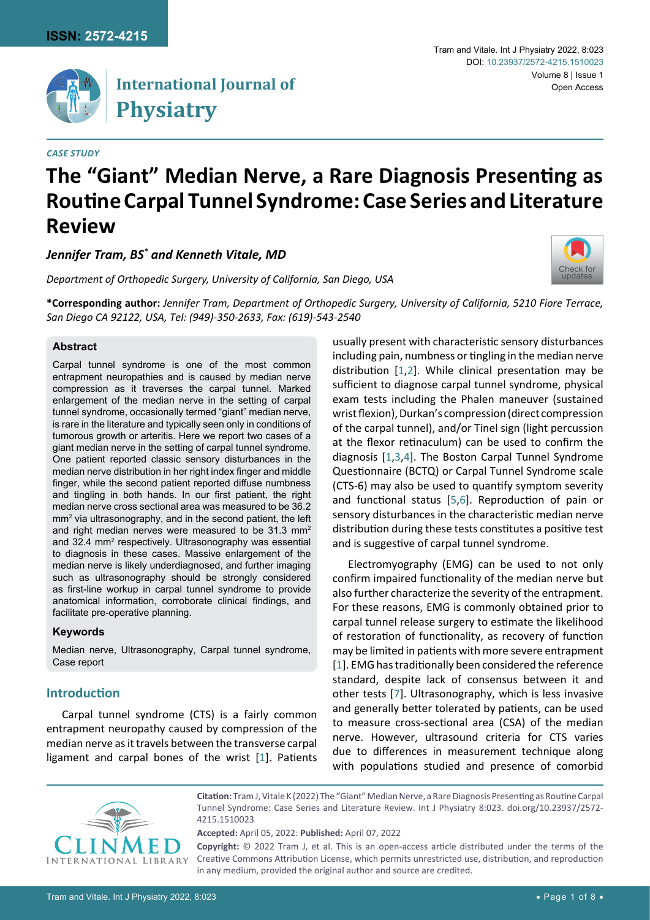*CASE STUDY*

# The "Giant" Median Nerve, a Rare Diagnosis Presenting as Routine Carpal Tunnel Syndrome: Case Series and Literature Review

***Jennifer Tram, BS[*] and Kenneth Vitale, MD***

*Department of Orthopedic Surgery, University of California, San Diego, USA*

**\*Corresponding author:** *Jennifer Tram, Department of Orthopedic Surgery, University of California, 5210 Fiore Terrace, San Diego CA 92122, USA, Tel: (949)-350-2633, Fax: (619)-543-2540*

### Abstract

Carpal tunnel syndrome is one of the most common entrapment neuropathies and is caused by median nerve compression as it traverses the carpal tunnel. Marked enlargement of the median nerve in the setting of carpal tunnel syndrome, occasionally termed "giant" median nerve, is rare in the literature and typically seen only in conditions of tumorous growth or arteritis. Here we report two cases of a giant median nerve in the setting of carpal tunnel syndrome. One patient reported classic sensory disturbances in the median nerve distribution in her right index finger and middle finger, while the second patient reported diffuse numbness and tingling in both hands. In our first patient, the right median nerve cross sectional area was measured to be 36.2 $mm^2$ via ultrasonography, and in the second patient, the left and right median nerves were measured to be 31.3 $mm^2$ and 32.4 $mm^2$ respectively. Ultrasonography was essential to diagnosis in these cases. Massive enlargement of the median nerve is likely underdiagnosed, and further imaging such as ultrasonography should be strongly considered as first-line workup in carpal tunnel syndrome to provide anatomical information, corroborate clinical findings, and facilitate pre-operative planning.

### Keywords

Median nerve, Ultrasonography, Carpal tunnel syndrome, Case report

## Introduction

Carpal tunnel syndrome (CTS) is a fairly common entrapment neuropathy caused by compression of the median nerve as it travels between the transverse carpal ligament and carpal bones of the wrist [1]. Patients usually present with characteristic sensory disturbances including pain, numbness or tingling in the median nerve distribution [1,2]. While clinical presentation may be sufficient to diagnose carpal tunnel syndrome, physical exam tests including the Phalen maneuver (sustained wrist flexion), Durkan's compression (direct compression of the carpal tunnel), and/or Tinel sign (light percussion at the flexor retinaculum) can be used to confirm the diagnosis [1,3,4]. The Boston Carpal Tunnel Syndrome Questionnaire (BCTQ) or Carpal Tunnel Syndrome scale (CTS-6) may also be used to quantify symptom severity and functional status [5,6]. Reproduction of pain or sensory disturbances in the characteristic median nerve distribution during these tests constitutes a positive test and is suggestive of carpal tunnel syndrome.

Electromyography (EMG) can be used to not only confirm impaired functionality of the median nerve but also further characterize the severity of the entrapment. For these reasons, EMG is commonly obtained prior to carpal tunnel release surgery to estimate the likelihood of restoration of functionality, as recovery of function may be limited in patients with more severe entrapment [1]. EMG has traditionally been considered the reference standard, despite lack of consensus between it and other tests [7]. Ultrasonography, which is less invasive and generally better tolerated by patients, can be used to measure cross-sectional area (CSA) of the median nerve. However, ultrasound criteria for CTS varies due to differences in measurement technique along with populations studied and presence of comorbid

**Citation:** Tram J, Vitale K (2022) The "Giant" Median Nerve, a Rare Diagnosis Presenting as Routine Carpal Tunnel Syndrome: Case Series and Literature Review. Int J Physiatry 8:023. doi.org/10.23937/2572-4215.1510023

**Accepted:** April 05, 2022: **Published:** April 07, 2022

**Copyright:** © 2022 Tram J, et al. This is an open-access article distributed under the terms of the Creative Commons Attribution License, which permits unrestricted use, distribution, and reproduction in any medium, provided the original author and source are credited.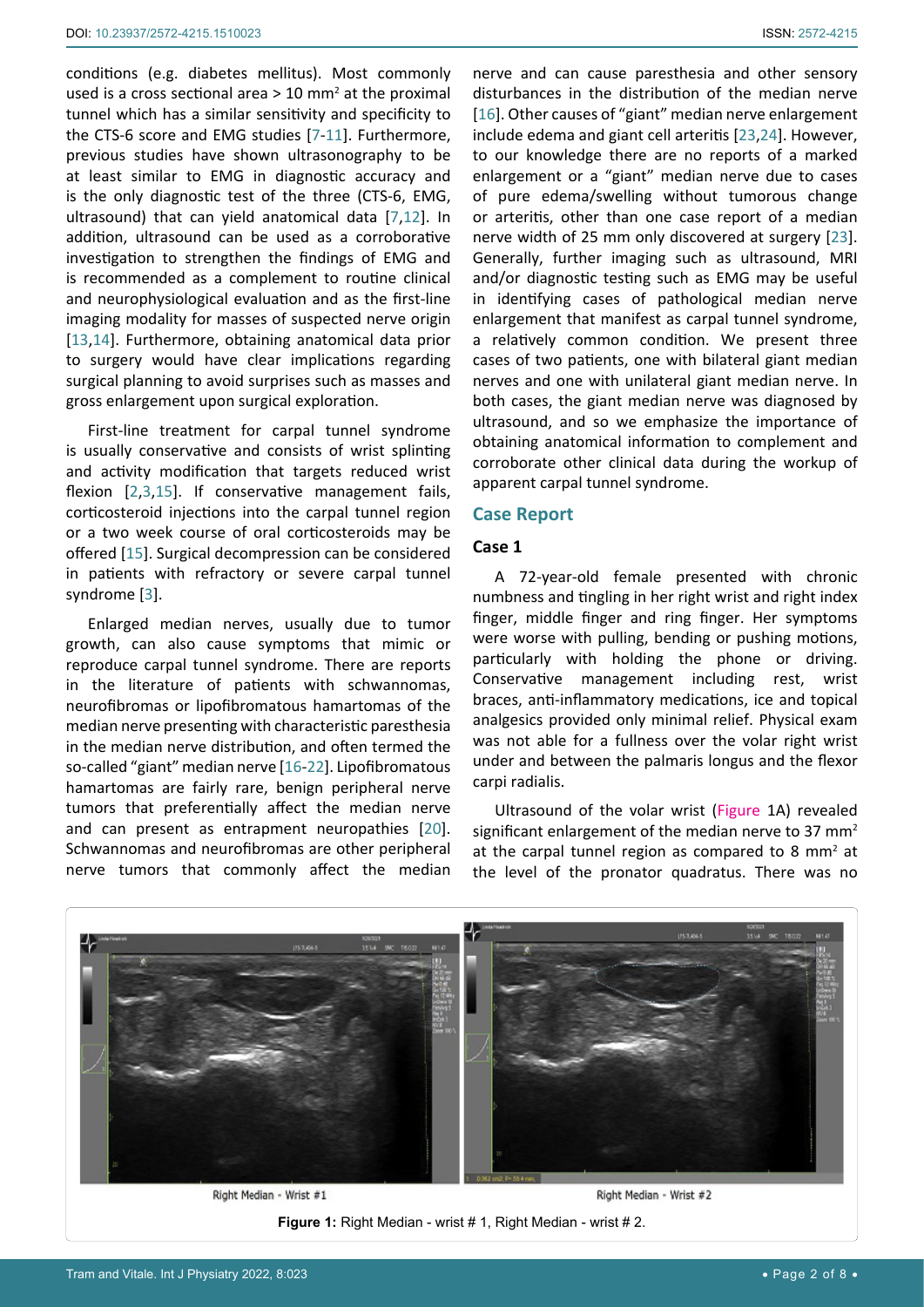conditions (e.g. diabetes mellitus). Most commonly used is a cross sectional area > 10 $mm^2$ at the proximal tunnel which has a similar sensitivity and specificity to the CTS-6 score and EMG studies [7-11]. Furthermore, previous studies have shown ultrasonography to be at least similar to EMG in diagnostic accuracy and is the only diagnostic test of the three (CTS-6, EMG, ultrasound) that can yield anatomical data [7,12]. In addition, ultrasound can be used as a corroborative investigation to strengthen the findings of EMG and is recommended as a complement to routine clinical and neurophysiological evaluation and as the first-line imaging modality for masses of suspected nerve origin [13,14]. Furthermore, obtaining anatomical data prior to surgery would have clear implications regarding surgical planning to avoid surprises such as masses and gross enlargement upon surgical exploration.

First-line treatment for carpal tunnel syndrome is usually conservative and consists of wrist splinting and activity modification that targets reduced wrist flexion [2,3,15]. If conservative management fails, corticosteroid injections into the carpal tunnel region or a two week course of oral corticosteroids may be offered [15]. Surgical decompression can be considered in patients with refractory or severe carpal tunnel syndrome [3].

Enlarged median nerves, usually due to tumor growth, can also cause symptoms that mimic or reproduce carpal tunnel syndrome. There are reports in the literature of patients with schwannomas, neurofibromas or lipofibromatous hamartomas of the median nerve presenting with characteristic paresthesia in the median nerve distribution, and often termed the so-called "giant" median nerve [16-22]. Lipofibromatous hamartomas are fairly rare, benign peripheral nerve tumors that preferentially affect the median nerve and can present as entrapment neuropathies [20]. Schwannomas and neurofibromas are other peripheral nerve tumors that commonly affect the median nerve and can cause paresthesia and other sensory disturbances in the distribution of the median nerve [16]. Other causes of "giant" median nerve enlargement include edema and giant cell arteritis [23,24]. However, to our knowledge there are no reports of a marked enlargement or a "giant" median nerve due to cases of pure edema/swelling without tumorous change or arteritis, other than one case report of a median nerve width of 25 mm only discovered at surgery [23]. Generally, further imaging such as ultrasound, MRI and/or diagnostic testing such as EMG may be useful in identifying cases of pathological median nerve enlargement that manifest as carpal tunnel syndrome, a relatively common condition. We present three cases of two patients, one with bilateral giant median nerves and one with unilateral giant median nerve. In both cases, the giant median nerve was diagnosed by ultrasound, and so we emphasize the importance of obtaining anatomical information to complement and corroborate other clinical data during the workup of apparent carpal tunnel syndrome.

## Case Report

### Case 1

A 72-year-old female presented with chronic numbness and tingling in her right wrist and right index finger, middle finger and ring finger. Her symptoms were worse with pulling, bending or pushing motions, particularly with holding the phone or driving. Conservative management including rest, wrist braces, anti-inflammatory medications, ice and topical analgesics provided only minimal relief. Physical exam was not able for a fullness over the volar right wrist under and between the palmaris longus and the flexor carpi radialis.

Ultrasound of the volar wrist (Figure 1A) revealed significant enlargement of the median nerve to 37 $mm^2$ at the carpal tunnel region as compared to 8 $mm^2$ at the level of the pronator quadratus. There was no

Right Median - Wrist #1

Right Median - Wrist #2

**Figure 1:** Right Median - wrist # 1, Right Median - wrist # 2.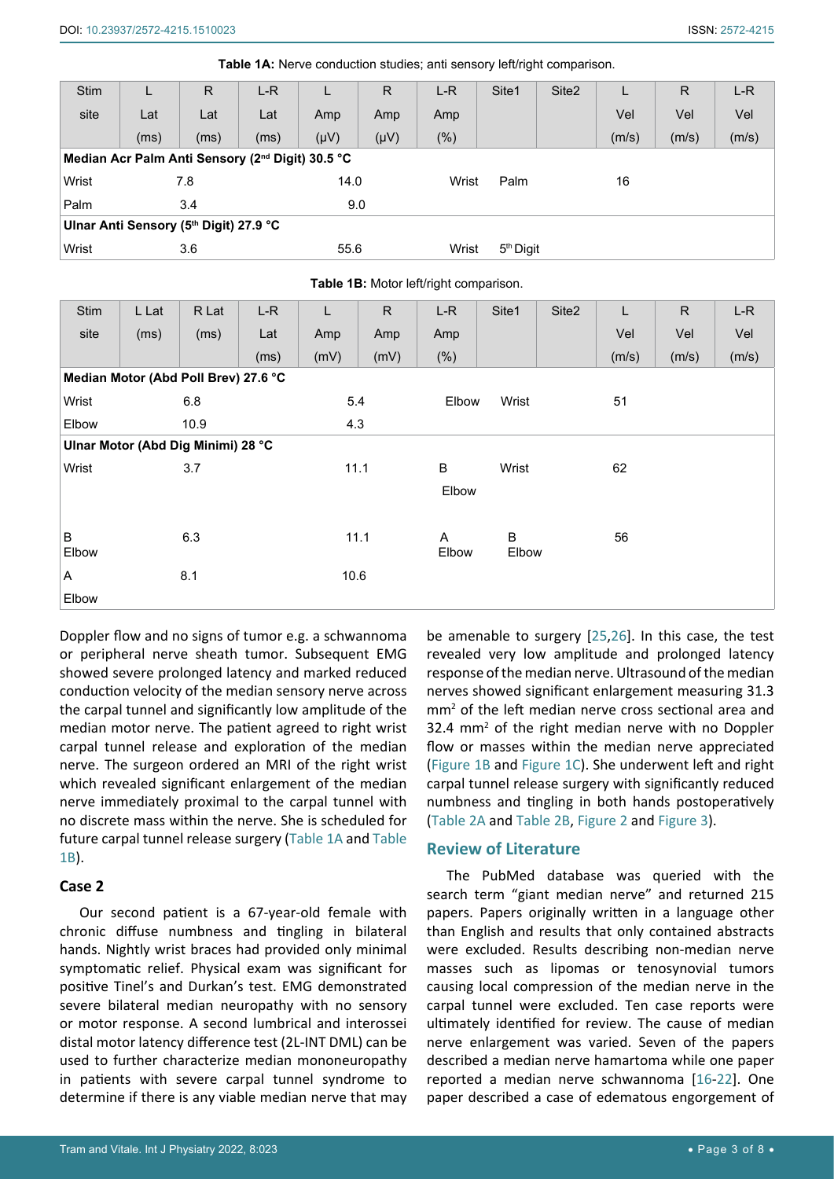**Table 1A:** Nerve conduction studies; anti sensory left/right comparison.

| Stim site | L Lat (ms) | R Lat (ms) | L-R Lat (ms) | L Amp (μV) | R Amp (μV) | L-R Amp (%) | Site1 | Site2 | L Vel (m/s) | R Vel (m/s) | L-R Vel (m/s) |
|---|---|---|---|---|---|---|---|---|---|---|---|
| **Median Acr Palm Anti Sensory (2nd Digit) 30.5 °C** | | | | | | | | | | | |
| Wrist | 7.8 | | | 14.0 | | | Wrist | Palm | 16 | | |
| Palm | 3.4 | | | 9.0 | | | | | | | |
| **Ulnar Anti Sensory (5th Digit) 27.9 °C** | | | | | | | | | | | |
| Wrist | 3.6 | | | 55.6 | | | Wrist | 5th Digit | | | |

**Table 1B:** Motor left/right comparison.

| Stim site | L Lat (ms) | R Lat (ms) | L-R Lat (ms) | L Amp (mV) | R Amp (mV) | L-R Amp (%) | Site1 | Site2 | L Vel (m/s) | R Vel (m/s) | L-R Vel (m/s) |
|---|---|---|---|---|---|---|---|---|---|---|---|
| **Median Motor (Abd Poll Brev) 27.6 °C** | | | | | | | | | | | |
| Wrist | 6.8 | | | 5.4 | | | Elbow | Wrist | 51 | | |
| Elbow | 10.9 | | | 4.3 | | | | | | | |
| **Ulnar Motor (Abd Dig Minimi) 28 °C** | | | | | | | | | | | |
| Wrist | 3.7 | | | 11.1 | | | B Elbow | Wrist | 62 | | |
| B Elbow | 6.3 | | | 11.1 | | | A Elbow | B Elbow | 56 | | |
| A Elbow | 8.1 | | | 10.6 | | | | | | | |

Doppler flow and no signs of tumor e.g. a schwannoma or peripheral nerve sheath tumor. Subsequent EMG showed severe prolonged latency and marked reduced conduction velocity of the median sensory nerve across the carpal tunnel and significantly low amplitude of the median motor nerve. The patient agreed to right wrist carpal tunnel release and exploration of the median nerve. The surgeon ordered an MRI of the right wrist which revealed significant enlargement of the median nerve immediately proximal to the carpal tunnel with no discrete mass within the nerve. She is scheduled for future carpal tunnel release surgery (Table 1A and Table 1B).

### Case 2

Our second patient is a 67-year-old female with chronic diffuse numbness and tingling in bilateral hands. Nightly wrist braces had provided only minimal symptomatic relief. Physical exam was significant for positive Tinel's and Durkan's test. EMG demonstrated severe bilateral median neuropathy with no sensory or motor response. A second lumbrical and interossei distal motor latency difference test (2L-INT DML) can be used to further characterize median mononeuropathy in patients with severe carpal tunnel syndrome to determine if there is any viable median nerve that may be amenable to surgery [25,26]. In this case, the test revealed very low amplitude and prolonged latency response of the median nerve. Ultrasound of the median nerves showed significant enlargement measuring 31.3 mm$^2$ of the left median nerve cross sectional area and 32.4 mm$^2$ of the right median nerve with no Doppler flow or masses within the median nerve appreciated (Figure 1B and Figure 1C). She underwent left and right carpal tunnel release surgery with significantly reduced numbness and tingling in both hands postoperatively (Table 2A and Table 2B, Figure 2 and Figure 3).

## Review of Literature

The PubMed database was queried with the search term "giant median nerve" and returned 215 papers. Papers originally written in a language other than English and results that only contained abstracts were excluded. Results describing non-median nerve masses such as lipomas or tenosynovial tumors causing local compression of the median nerve in the carpal tunnel were excluded. Ten case reports were ultimately identified for review. The cause of median nerve enlargement was varied. Seven of the papers described a median nerve hamartoma while one paper reported a median nerve schwannoma [16-22]. One paper described a case of edematous engorgement of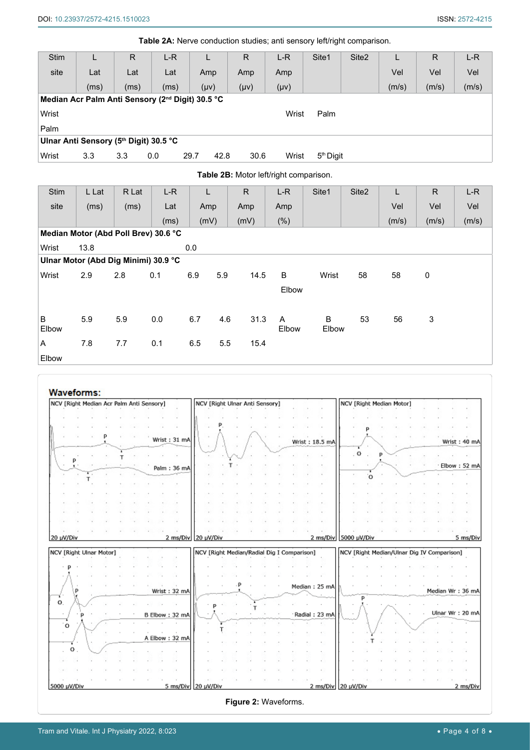**Table 2A:** Nerve conduction studies; anti sensory left/right comparison.

| Stim site | L Lat (ms) | R Lat (ms) | L-R Lat (ms) | L Amp (μv) | R Amp (μv) | L-R Amp (μv) | Site1 | Site2 | L Vel (m/s) | R Vel (m/s) | L-R Vel (m/s) |
|---|---|---|---|---|---|---|---|---|---|---|---|
| **Median Acr Palm Anti Sensory (2nd Digit) 30.5 °C** | | | | | | | | | | | |
| Wrist | | | | | | | Wrist | Palm | | | |
| Palm | | | | | | | | | | | |
| **Ulnar Anti Sensory (5th Digit) 30.5 °C** | | | | | | | | | | | |
| Wrist | 3.3 | 3.3 | 0.0 | 29.7 | 42.8 | 30.6 | Wrist | 5th Digit | | | |

**Table 2B:** Motor left/right comparison.

| Stim site | L Lat (ms) | R Lat (ms) | L-R Lat (ms) | L Amp (mV) | R Amp (mV) | L-R Amp (%) | Site1 | Site2 | L Vel (m/s) | R Vel (m/s) | L-R Vel (m/s) |
|---|---|---|---|---|---|---|---|---|---|---|---|
| **Median Motor (Abd Poll Brev) 30.6 °C** | | | | | | | | | | | |
| Wrist | 13.8 | | | 0.0 | | | | | | | |
| **Ulnar Motor (Abd Dig Minimi) 30.9 °C** | | | | | | | | | | | |
| Wrist | 2.9 | 2.8 | 0.1 | 6.9 | 5.9 | 14.5 | B Elbow | Wrist | 58 | 58 | 0 |
| B Elbow | 5.9 | 5.9 | 0.0 | 6.7 | 4.6 | 31.3 | A Elbow | B Elbow | 53 | 56 | 3 |
| A Elbow | 7.8 | 7.7 | 0.1 | 6.5 | 5.5 | 15.4 | | | | | |

**Figure 2:** Waveforms.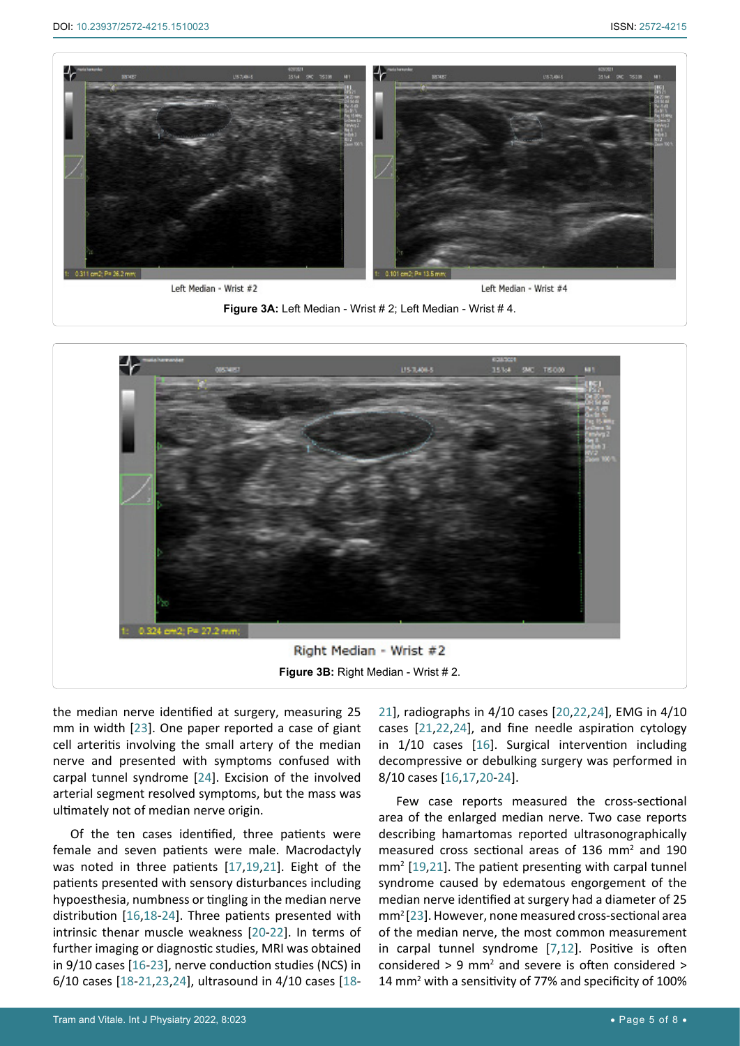Left Median - Wrist #2 Left Median - Wrist #4

**Figure 3A:** Left Median - Wrist # 2; Left Median - Wrist # 4.

Right Median - Wrist #2

**Figure 3B:** Right Median - Wrist # 2.

the median nerve identified at surgery, measuring 25 mm in width [23]. One paper reported a case of giant cell arteritis involving the small artery of the median nerve and presented with symptoms confused with carpal tunnel syndrome [24]. Excision of the involved arterial segment resolved symptoms, but the mass was ultimately not of median nerve origin.

Of the ten cases identified, three patients were female and seven patients were male. Macrodactyly was noted in three patients [17,19,21]. Eight of the patients presented with sensory disturbances including hypoesthesia, numbness or tingling in the median nerve distribution [16,18-24]. Three patients presented with intrinsic thenar muscle weakness [20-22]. In terms of further imaging or diagnostic studies, MRI was obtained in 9/10 cases [16-23], nerve conduction studies (NCS) in 6/10 cases [18-21,23,24], ultrasound in 4/10 cases [18-21], radiographs in 4/10 cases [20,22,24], EMG in 4/10 cases [21,22,24], and fine needle aspiration cytology in 1/10 cases [16]. Surgical intervention including decompressive or debulking surgery was performed in 8/10 cases [16,17,20-24].

Few case reports measured the cross-sectional area of the enlarged median nerve. Two case reports describing hamartomas reported ultrasonographically measured cross sectional areas of 136 $mm^2$ and 190 $mm^2$ [19,21]. The patient presenting with carpal tunnel syndrome caused by edematous engorgement of the median nerve identified at surgery had a diameter of 25 $mm^2$ [23]. However, none measured cross-sectional area of the median nerve, the most common measurement in carpal tunnel syndrome [7,12]. Positive is often considered > 9 $mm^2$ and severe is often considered > 14 $mm^2$ with a sensitivity of 77% and specificity of 100%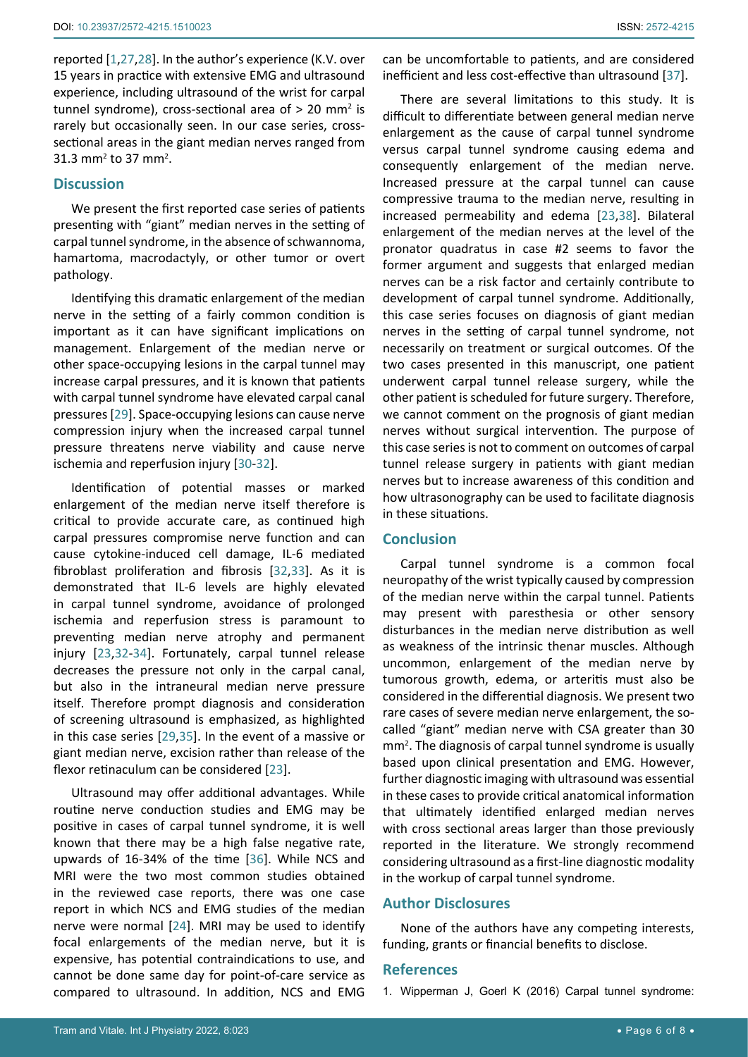reported [1,27,28]. In the author's experience (K.V. over 15 years in practice with extensive EMG and ultrasound experience, including ultrasound of the wrist for carpal tunnel syndrome), cross-sectional area of > 20 $mm^2$ is rarely but occasionally seen. In our case series, cross-sectional areas in the giant median nerves ranged from 31.3 $mm^2$ to 37 $mm^2$.

## Discussion

We present the first reported case series of patients presenting with "giant" median nerves in the setting of carpal tunnel syndrome, in the absence of schwannoma, hamartoma, macrodactyly, or other tumor or overt pathology.

Identifying this dramatic enlargement of the median nerve in the setting of a fairly common condition is important as it can have significant implications on management. Enlargement of the median nerve or other space-occupying lesions in the carpal tunnel may increase carpal pressures, and it is known that patients with carpal tunnel syndrome have elevated carpal canal pressures [29]. Space-occupying lesions can cause nerve compression injury when the increased carpal tunnel pressure threatens nerve viability and cause nerve ischemia and reperfusion injury [30-32].

Identification of potential masses or marked enlargement of the median nerve itself therefore is critical to provide accurate care, as continued high carpal pressures compromise nerve function and can cause cytokine-induced cell damage, IL-6 mediated fibroblast proliferation and fibrosis [32,33]. As it is demonstrated that IL-6 levels are highly elevated in carpal tunnel syndrome, avoidance of prolonged ischemia and reperfusion stress is paramount to preventing median nerve atrophy and permanent injury [23,32-34]. Fortunately, carpal tunnel release decreases the pressure not only in the carpal canal, but also in the intraneural median nerve pressure itself. Therefore prompt diagnosis and consideration of screening ultrasound is emphasized, as highlighted in this case series [29,35]. In the event of a massive or giant median nerve, excision rather than release of the flexor retinaculum can be considered [23].

Ultrasound may offer additional advantages. While routine nerve conduction studies and EMG may be positive in cases of carpal tunnel syndrome, it is well known that there may be a high false negative rate, upwards of 16-34% of the time [36]. While NCS and MRI were the two most common studies obtained in the reviewed case reports, there was one case report in which NCS and EMG studies of the median nerve were normal [24]. MRI may be used to identify focal enlargements of the median nerve, but it is expensive, has potential contraindications to use, and cannot be done same day for point-of-care service as compared to ultrasound. In addition, NCS and EMG can be uncomfortable to patients, and are considered inefficient and less cost-effective than ultrasound [37].

There are several limitations to this study. It is difficult to differentiate between general median nerve enlargement as the cause of carpal tunnel syndrome versus carpal tunnel syndrome causing edema and consequently enlargement of the median nerve. Increased pressure at the carpal tunnel can cause compressive trauma to the median nerve, resulting in increased permeability and edema [23,38]. Bilateral enlargement of the median nerves at the level of the pronator quadratus in case #2 seems to favor the former argument and suggests that enlarged median nerves can be a risk factor and certainly contribute to development of carpal tunnel syndrome. Additionally, this case series focuses on diagnosis of giant median nerves in the setting of carpal tunnel syndrome, not necessarily on treatment or surgical outcomes. Of the two cases presented in this manuscript, one patient underwent carpal tunnel release surgery, while the other patient is scheduled for future surgery. Therefore, we cannot comment on the prognosis of giant median nerves without surgical intervention. The purpose of this case series is not to comment on outcomes of carpal tunnel release surgery in patients with giant median nerves but to increase awareness of this condition and how ultrasonography can be used to facilitate diagnosis in these situations.

## Conclusion

Carpal tunnel syndrome is a common focal neuropathy of the wrist typically caused by compression of the median nerve within the carpal tunnel. Patients may present with paresthesia or other sensory disturbances in the median nerve distribution as well as weakness of the intrinsic thenar muscles. Although uncommon, enlargement of the median nerve by tumorous growth, edema, or arteritis must also be considered in the differential diagnosis. We present two rare cases of severe median nerve enlargement, the so-called "giant" median nerve with CSA greater than 30 $mm^2$. The diagnosis of carpal tunnel syndrome is usually based upon clinical presentation and EMG. However, further diagnostic imaging with ultrasound was essential in these cases to provide critical anatomical information that ultimately identified enlarged median nerves with cross sectional areas larger than those previously reported in the literature. We strongly recommend considering ultrasound as a first-line diagnostic modality in the workup of carpal tunnel syndrome.

## Author Disclosures

None of the authors have any competing interests, funding, grants or financial benefits to disclose.

## References

1. Wipperman J, Goerl K (2016) Carpal tunnel syndrome: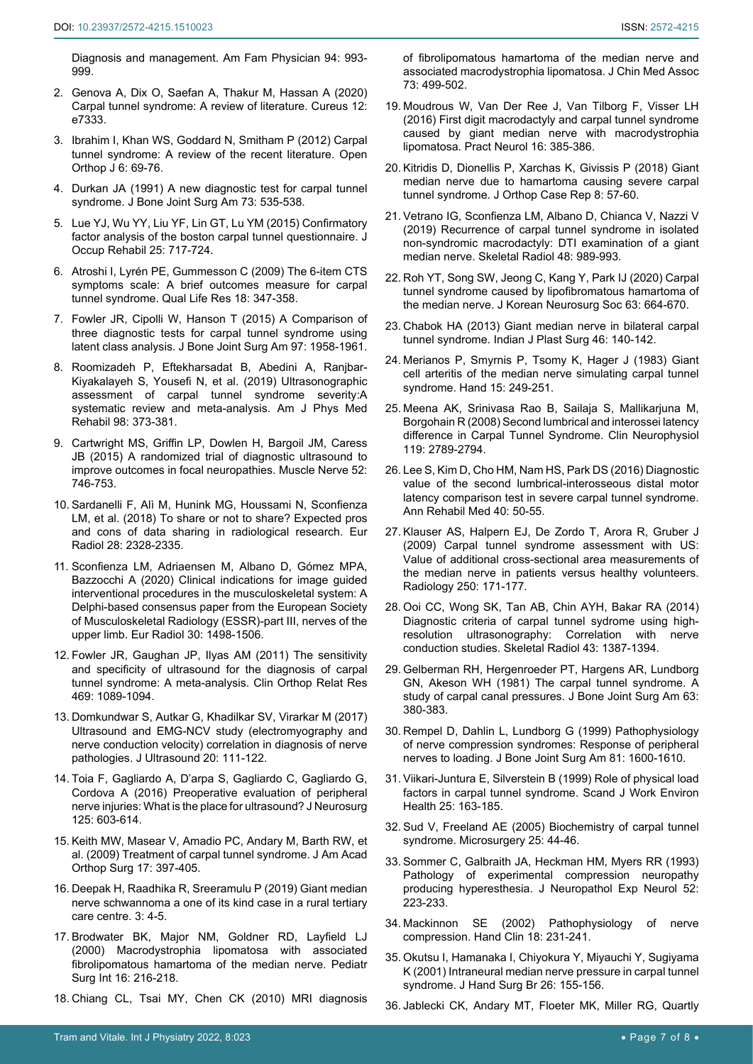Diagnosis and management. Am Fam Physician 94: 993-999.

2. Genova A, Dix O, Saefan A, Thakur M, Hassan A (2020) Carpal tunnel syndrome: A review of literature. Cureus 12: e7333.
3. Ibrahim I, Khan WS, Goddard N, Smitham P (2012) Carpal tunnel syndrome: A review of the recent literature. Open Orthop J 6: 69-76.
4. Durkan JA (1991) A new diagnostic test for carpal tunnel syndrome. J Bone Joint Surg Am 73: 535-538.
5. Lue YJ, Wu YY, Liu YF, Lin GT, Lu YM (2015) Confirmatory factor analysis of the boston carpal tunnel questionnaire. J Occup Rehabil 25: 717-724.
6. Atroshi I, Lyrén PE, Gummesson C (2009) The 6-item CTS symptoms scale: A brief outcomes measure for carpal tunnel syndrome. Qual Life Res 18: 347-358.
7. Fowler JR, Cipolli W, Hanson T (2015) A Comparison of three diagnostic tests for carpal tunnel syndrome using latent class analysis. J Bone Joint Surg Am 97: 1958-1961.
8. Roomizadeh P, Eftekharsadat B, Abedini A, Ranjbar-Kiyakalayeh S, Yousefi N, et al. (2019) Ultrasonographic assessment of carpal tunnel syndrome severity:A systematic review and meta-analysis. Am J Phys Med Rehabil 98: 373-381.
9. Cartwright MS, Griffin LP, Dowlen H, Bargoil JM, Caress JB (2015) A randomized trial of diagnostic ultrasound to improve outcomes in focal neuropathies. Muscle Nerve 52: 746-753.
10. Sardanelli F, Alì M, Hunink MG, Houssami N, Sconfienza LM, et al. (2018) To share or not to share? Expected pros and cons of data sharing in radiological research. Eur Radiol 28: 2328-2335.
11. Sconfienza LM, Adriaensen M, Albano D, Gómez MPA, Bazzocchi A (2020) Clinical indications for image guided interventional procedures in the musculoskeletal system: A Delphi-based consensus paper from the European Society of Musculoskeletal Radiology (ESSR)-part III, nerves of the upper limb. Eur Radiol 30: 1498-1506.
12. Fowler JR, Gaughan JP, Ilyas AM (2011) The sensitivity and specificity of ultrasound for the diagnosis of carpal tunnel syndrome: A meta-analysis. Clin Orthop Relat Res 469: 1089-1094.
13. Domkundwar S, Autkar G, Khadilkar SV, Virarkar M (2017) Ultrasound and EMG-NCV study (electromyography and nerve conduction velocity) correlation in diagnosis of nerve pathologies. J Ultrasound 20: 111-122.
14. Toia F, Gagliardo A, D'arpa S, Gagliardo G, Gagliardo G, Cordova A (2016) Preoperative evaluation of peripheral nerve injuries: What is the place for ultrasound? J Neurosurg 125: 603-614.
15. Keith MW, Masear V, Amadio PC, Andary M, Barth RW, et al. (2009) Treatment of carpal tunnel syndrome. J Am Acad Orthop Surg 17: 397-405.
16. Deepak H, Raadhika R, Sreeramulu P (2019) Giant median nerve schwannoma a one of its kind case in a rural tertiary care centre. 3: 4-5.
17. Brodwater BK, Major NM, Goldner RD, Layfield LJ (2000) Macrodystrophia lipomatosa with associated fibrolipomatous hamartoma of the median nerve. Pediatr Surg Int 16: 216-218.
18. Chiang CL, Tsai MY, Chen CK (2010) MRI diagnosis of fibrolipomatous hamartoma of the median nerve and associated macrodystrophia lipomatosa. J Chin Med Assoc 73: 499-502.
19. Moudrous W, Van Der Ree J, Van Tilborg F, Visser LH (2016) First digit macrodactyly and carpal tunnel syndrome caused by giant median nerve with macrodystrophia lipomatosa. Pract Neurol 16: 385-386.
20. Kitridis D, Dionellis P, Xarchas K, Givissis P (2018) Giant median nerve due to hamartoma causing severe carpal tunnel syndrome. J Orthop Case Rep 8: 57-60.
21. Vetrano IG, Sconfienza LM, Albano D, Chianca V, Nazzi V (2019) Recurrence of carpal tunnel syndrome in isolated non-syndromic macrodactyly: DTI examination of a giant median nerve. Skeletal Radiol 48: 989-993.
22. Roh YT, Song SW, Jeong C, Kang Y, Park IJ (2020) Carpal tunnel syndrome caused by lipofibromatous hamartoma of the median nerve. J Korean Neurosurg Soc 63: 664-670.
23. Chabok HA (2013) Giant median nerve in bilateral carpal tunnel syndrome. Indian J Plast Surg 46: 140-142.
24. Merianos P, Smyrnis P, Tsomy K, Hager J (1983) Giant cell arteritis of the median nerve simulating carpal tunnel syndrome. Hand 15: 249-251.
25. Meena AK, Srinivasa Rao B, Sailaja S, Mallikarjuna M, Borgohain R (2008) Second lumbrical and interossei latency difference in Carpal Tunnel Syndrome. Clin Neurophysiol 119: 2789-2794.
26. Lee S, Kim D, Cho HM, Nam HS, Park DS (2016) Diagnostic value of the second lumbrical-interosseous distal motor latency comparison test in severe carpal tunnel syndrome. Ann Rehabil Med 40: 50-55.
27. Klauser AS, Halpern EJ, De Zordo T, Arora R, Gruber J (2009) Carpal tunnel syndrome assessment with US: Value of additional cross-sectional area measurements of the median nerve in patients versus healthy volunteers. Radiology 250: 171-177.
28. Ooi CC, Wong SK, Tan AB, Chin AYH, Bakar RA (2014) Diagnostic criteria of carpal tunnel sydrome using high-resolution ultrasonography: Correlation with nerve conduction studies. Skeletal Radiol 43: 1387-1394.
29. Gelberman RH, Hergenroeder PT, Hargens AR, Lundborg GN, Akeson WH (1981) The carpal tunnel syndrome. A study of carpal canal pressures. J Bone Joint Surg Am 63: 380-383.
30. Rempel D, Dahlin L, Lundborg G (1999) Pathophysiology of nerve compression syndromes: Response of peripheral nerves to loading. J Bone Joint Surg Am 81: 1600-1610.
31. Viikari-Juntura E, Silverstein B (1999) Role of physical load factors in carpal tunnel syndrome. Scand J Work Environ Health 25: 163-185.
32. Sud V, Freeland AE (2005) Biochemistry of carpal tunnel syndrome. Microsurgery 25: 44-46.
33. Sommer C, Galbraith JA, Heckman HM, Myers RR (1993) Pathology of experimental compression neuropathy producing hyperesthesia. J Neuropathol Exp Neurol 52: 223-233.
34. Mackinnon SE (2002) Pathophysiology of nerve compression. Hand Clin 18: 231-241.
35. Okutsu I, Hamanaka I, Chiyokura Y, Miyauchi Y, Sugiyama K (2001) Intraneural median nerve pressure in carpal tunnel syndrome. J Hand Surg Br 26: 155-156.
36. Jablecki CK, Andary MT, Floeter MK, Miller RG, Quartly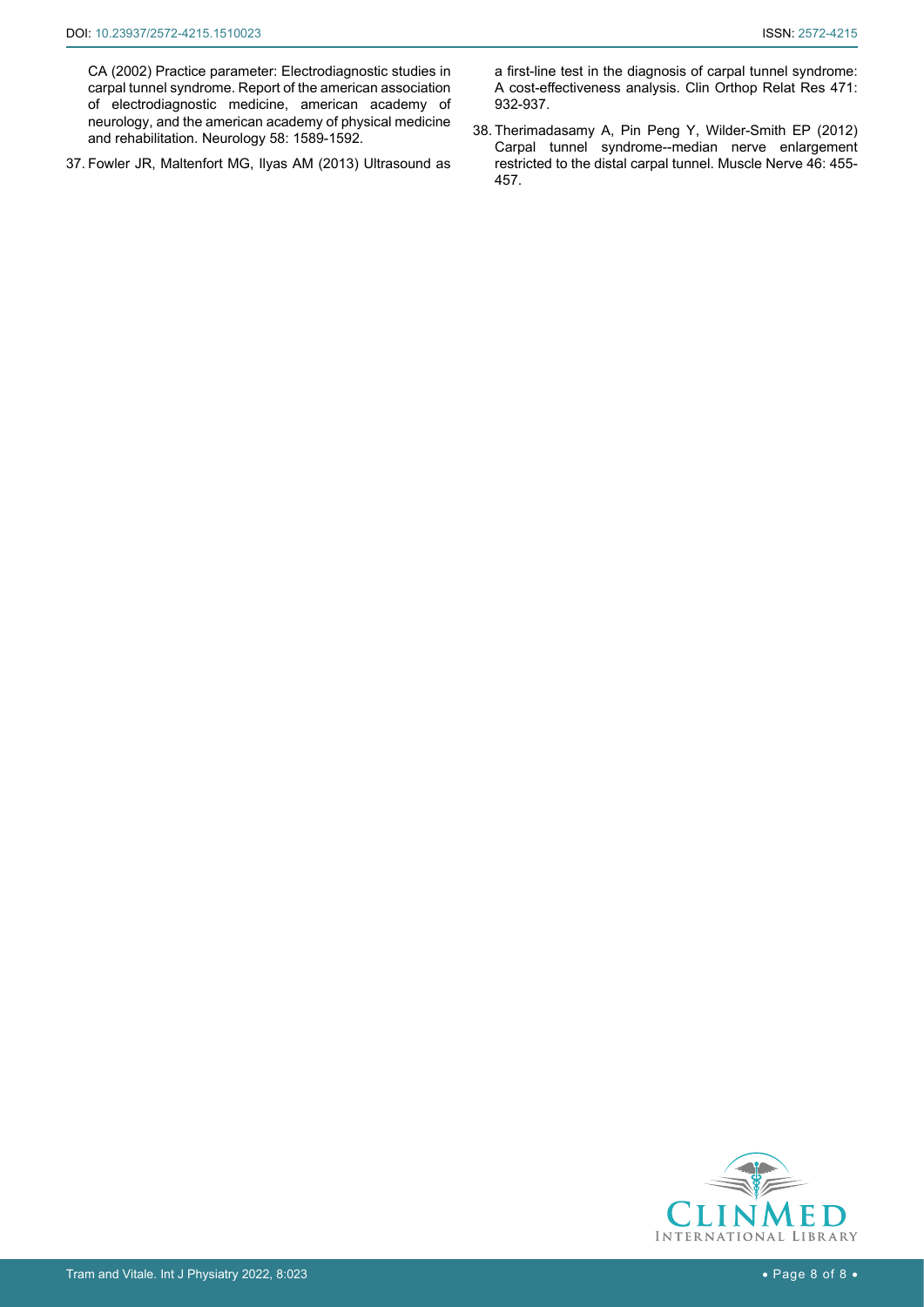CA (2002) Practice parameter: Electrodiagnostic studies in carpal tunnel syndrome. Report of the american association of electrodiagnostic medicine, american academy of neurology, and the american academy of physical medicine and rehabilitation. Neurology 58: 1589-1592.

37. Fowler JR, Maltenfort MG, Ilyas AM (2013) Ultrasound as a first-line test in the diagnosis of carpal tunnel syndrome: A cost-effectiveness analysis. Clin Orthop Relat Res 471: 932-937.

38. Therimadasamy A, Pin Peng Y, Wilder-Smith EP (2012) Carpal tunnel syndrome--median nerve enlargement restricted to the distal carpal tunnel. Muscle Nerve 46: 455-457.